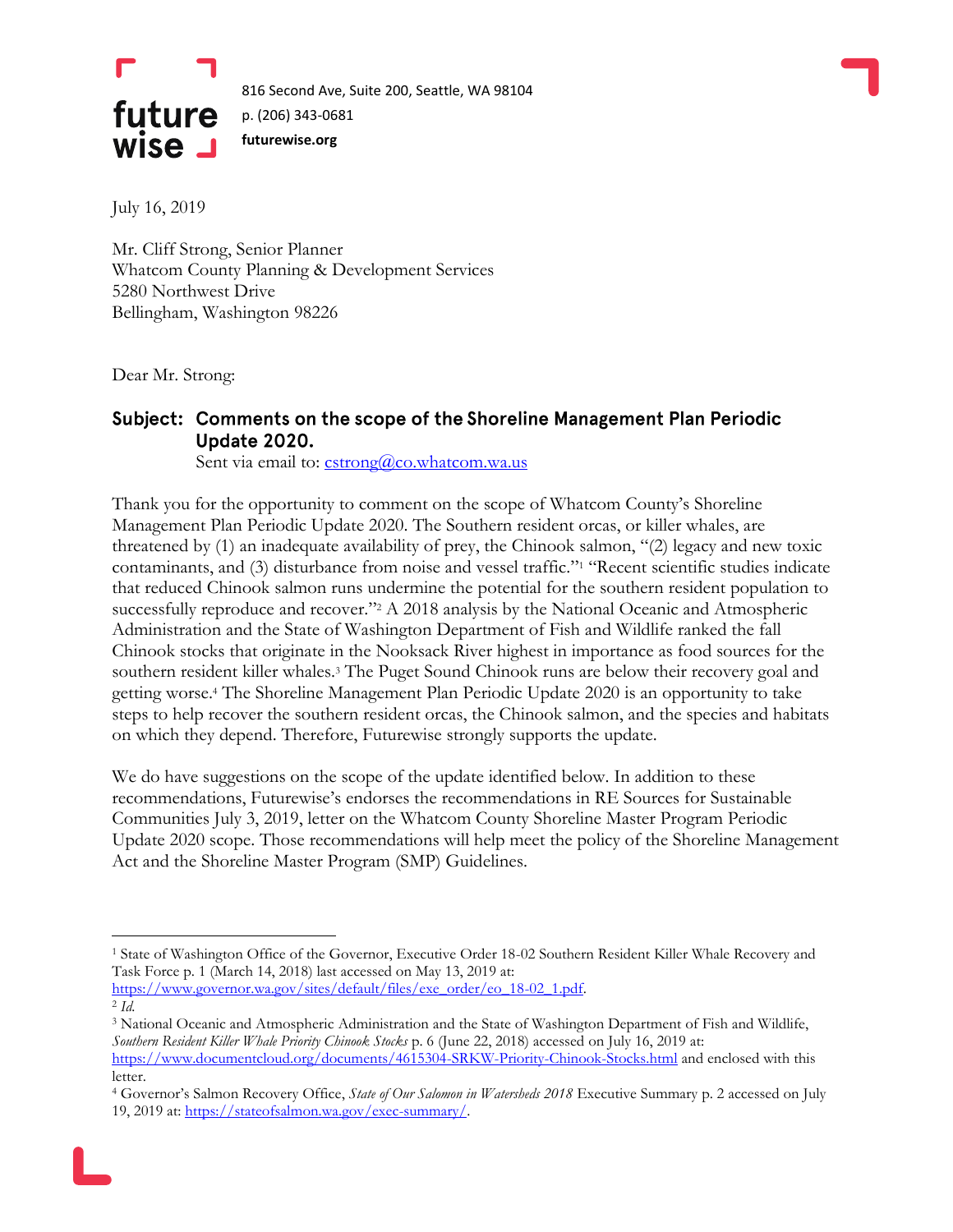future wise

816 Second Ave, Suite 200, Seattle, WA 98104
p. (206) 343-0681
**futurewise.org**

July 16, 2019

Mr. Cliff Strong, Senior Planner
Whatcom County Planning & Development Services
5280 Northwest Drive
Bellingham, Washington 98226

Dear Mr. Strong:

**Subject: Comments on the scope of the Shoreline Management Plan Periodic Update 2020.**
Sent via email to: cstrong@co.whatcom.wa.us

Thank you for the opportunity to comment on the scope of Whatcom County's Shoreline Management Plan Periodic Update 2020. The Southern resident orcas, or killer whales, are threatened by (1) an inadequate availability of prey, the Chinook salmon, "(2) legacy and new toxic contaminants, and (3) disturbance from noise and vessel traffic."[1] "Recent scientific studies indicate that reduced Chinook salmon runs undermine the potential for the southern resident population to successfully reproduce and recover."[2] A 2018 analysis by the National Oceanic and Atmospheric Administration and the State of Washington Department of Fish and Wildlife ranked the fall Chinook stocks that originate in the Nooksack River highest in importance as food sources for the southern resident killer whales.[3] The Puget Sound Chinook runs are below their recovery goal and getting worse.[4] The Shoreline Management Plan Periodic Update 2020 is an opportunity to take steps to help recover the southern resident orcas, the Chinook salmon, and the species and habitats on which they depend. Therefore, Futurewise strongly supports the update.

We do have suggestions on the scope of the update identified below. In addition to these recommendations, Futurewise's endorses the recommendations in RE Sources for Sustainable Communities July 3, 2019, letter on the Whatcom County Shoreline Master Program Periodic Update 2020 scope. Those recommendations will help meet the policy of the Shoreline Management Act and the Shoreline Master Program (SMP) Guidelines.

---

[1] State of Washington Office of the Governor, Executive Order 18-02 Southern Resident Killer Whale Recovery and Task Force p. 1 (March 14, 2018) last accessed on May 13, 2019 at: https://www.governor.wa.gov/sites/default/files/exe_order/eo_18-02_1.pdf.

[2] *Id.*

[3] National Oceanic and Atmospheric Administration and the State of Washington Department of Fish and Wildlife, *Southern Resident Killer Whale Priority Chinook Stocks* p. 6 (June 22, 2018) accessed on July 16, 2019 at: https://www.documentcloud.org/documents/4615304-SRKW-Priority-Chinook-Stocks.html and enclosed with this letter.

[4] Governor's Salmon Recovery Office, *State of Our Salomon in Watersheds 2018* Executive Summary p. 2 accessed on July 19, 2019 at: https://stateofsalmon.wa.gov/exec-summary/.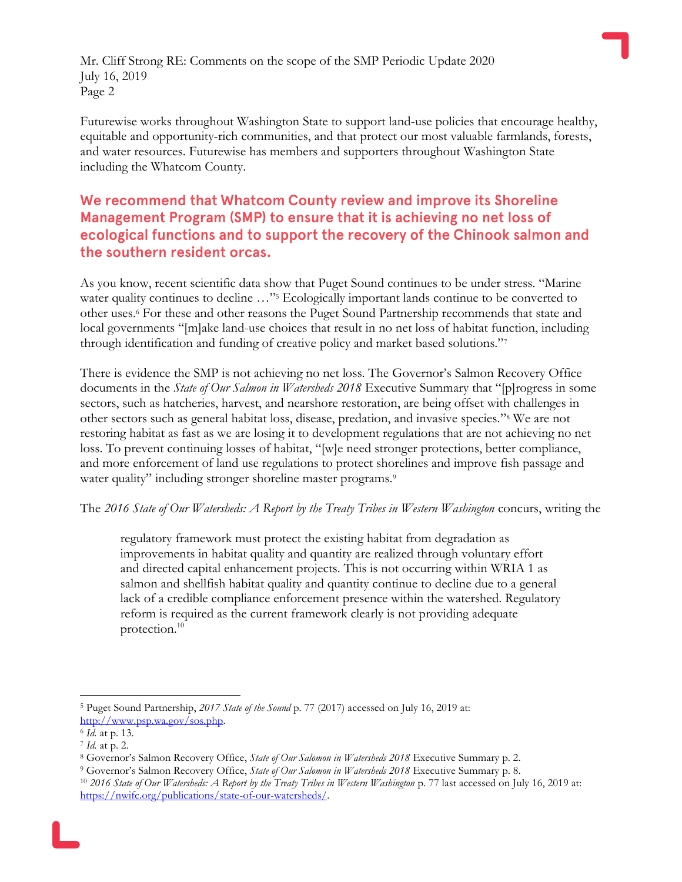Futurewise works throughout Washington State to support land-use policies that encourage healthy, equitable and opportunity-rich communities, and that protect our most valuable farmlands, forests, and water resources. Futurewise has members and supporters throughout Washington State including the Whatcom County.

## We recommend that Whatcom County review and improve its Shoreline Management Program (SMP) to ensure that it is achieving no net loss of ecological functions and to support the recovery of the Chinook salmon and the southern resident orcas.

As you know, recent scientific data show that Puget Sound continues to be under stress. "Marine water quality continues to decline …"[5] Ecologically important lands continue to be converted to other uses.[6] For these and other reasons the Puget Sound Partnership recommends that state and local governments "[m]ake land-use choices that result in no net loss of habitat function, including through identification and funding of creative policy and market based solutions."[7]

There is evidence the SMP is not achieving no net loss. The Governor's Salmon Recovery Office documents in the *State of Our Salmon in Watersheds 2018* Executive Summary that "[p]rogress in some sectors, such as hatcheries, harvest, and nearshore restoration, are being offset with challenges in other sectors such as general habitat loss, disease, predation, and invasive species."[8] We are not restoring habitat as fast as we are losing it to development regulations that are not achieving no net loss. To prevent continuing losses of habitat, "[w]e need stronger protections, better compliance, and more enforcement of land use regulations to protect shorelines and improve fish passage and water quality" including stronger shoreline master programs.[9]

The *2016 State of Our Watersheds: A Report by the Treaty Tribes in Western Washington* concurs, writing the

> regulatory framework must protect the existing habitat from degradation as improvements in habitat quality and quantity are realized through voluntary effort and directed capital enhancement projects. This is not occurring within WRIA 1 as salmon and shellfish habitat quality and quantity continue to decline due to a general lack of a credible compliance enforcement presence within the watershed. Regulatory reform is required as the current framework clearly is not providing adequate protection.[10]

---

[5] Puget Sound Partnership, *2017 State of the Sound* p. 77 (2017) accessed on July 16, 2019 at: http://www.psp.wa.gov/sos.php.

[6] *Id.* at p. 13.

[7] *Id.* at p. 2.

[8] Governor's Salmon Recovery Office, *State of Our Salomon in Watersheds 2018* Executive Summary p. 2.

[9] Governor's Salmon Recovery Office, *State of Our Salomon in Watersheds 2018* Executive Summary p. 8.

[10] *2016 State of Our Watersheds: A Report by the Treaty Tribes in Western Washington* p. 77 last accessed on July 16, 2019 at: https://nwifc.org/publications/state-of-our-watersheds/.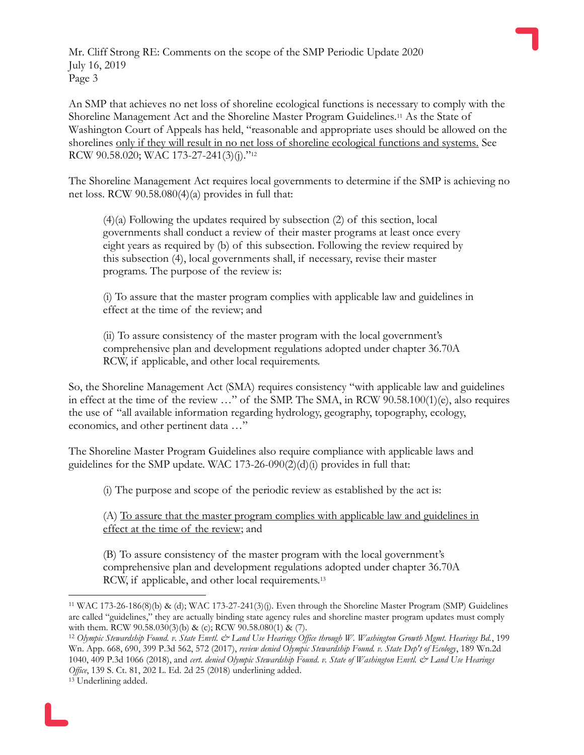An SMP that achieves no net loss of shoreline ecological functions is necessary to comply with the Shoreline Management Act and the Shoreline Master Program Guidelines.[11] As the State of Washington Court of Appeals has held, "reasonable and appropriate uses should be allowed on the shorelines <u>only if they will result in no net loss of shoreline ecological functions and systems.</u> See RCW 90.58.020; WAC 173-27-241(3)(j)."[12]

The Shoreline Management Act requires local governments to determine if the SMP is achieving no net loss. RCW 90.58.080(4)(a) provides in full that:

> (4)(a) Following the updates required by subsection (2) of this section, local governments shall conduct a review of their master programs at least once every eight years as required by (b) of this subsection. Following the review required by this subsection (4), local governments shall, if necessary, revise their master programs. The purpose of the review is:
>
> (i) To assure that the master program complies with applicable law and guidelines in effect at the time of the review; and
>
> (ii) To assure consistency of the master program with the local government's comprehensive plan and development regulations adopted under chapter 36.70A RCW, if applicable, and other local requirements.

So, the Shoreline Management Act (SMA) requires consistency "with applicable law and guidelines in effect at the time of the review …" of the SMP. The SMA, in RCW 90.58.100(1)(e), also requires the use of "all available information regarding hydrology, geography, topography, ecology, economics, and other pertinent data …"

The Shoreline Master Program Guidelines also require compliance with applicable laws and guidelines for the SMP update. WAC 173-26-090(2)(d)(i) provides in full that:

> (i) The purpose and scope of the periodic review as established by the act is:
>
> (A) <u>To assure that the master program complies with applicable law and guidelines in effect at the time of the review</u>; and
>
> (B) To assure consistency of the master program with the local government's comprehensive plan and development regulations adopted under chapter 36.70A RCW, if applicable, and other local requirements.[13]

---

[11] WAC 173-26-186(8)(b) & (d); WAC 173-27-241(3)(j). Even through the Shoreline Master Program (SMP) Guidelines are called "guidelines," they are actually binding state agency rules and shoreline master program updates must comply with them. RCW 90.58.030(3)(b) & (c); RCW 90.58.080(1) & (7).

[12] *Olympic Stewardship Found. v. State Envtl. & Land Use Hearings Office through W. Washington Growth Mgmt. Hearings Bd.*, 199 Wn. App. 668, 690, 399 P.3d 562, 572 (2017), *review denied Olympic Stewardship Found. v. State Dep't of Ecology*, 189 Wn.2d 1040, 409 P.3d 1066 (2018), and *cert. denied Olympic Stewardship Found. v. State of Washington Envtl. & Land Use Hearings Office*, 139 S. Ct. 81, 202 L. Ed. 2d 25 (2018) underlining added.

[13] Underlining added.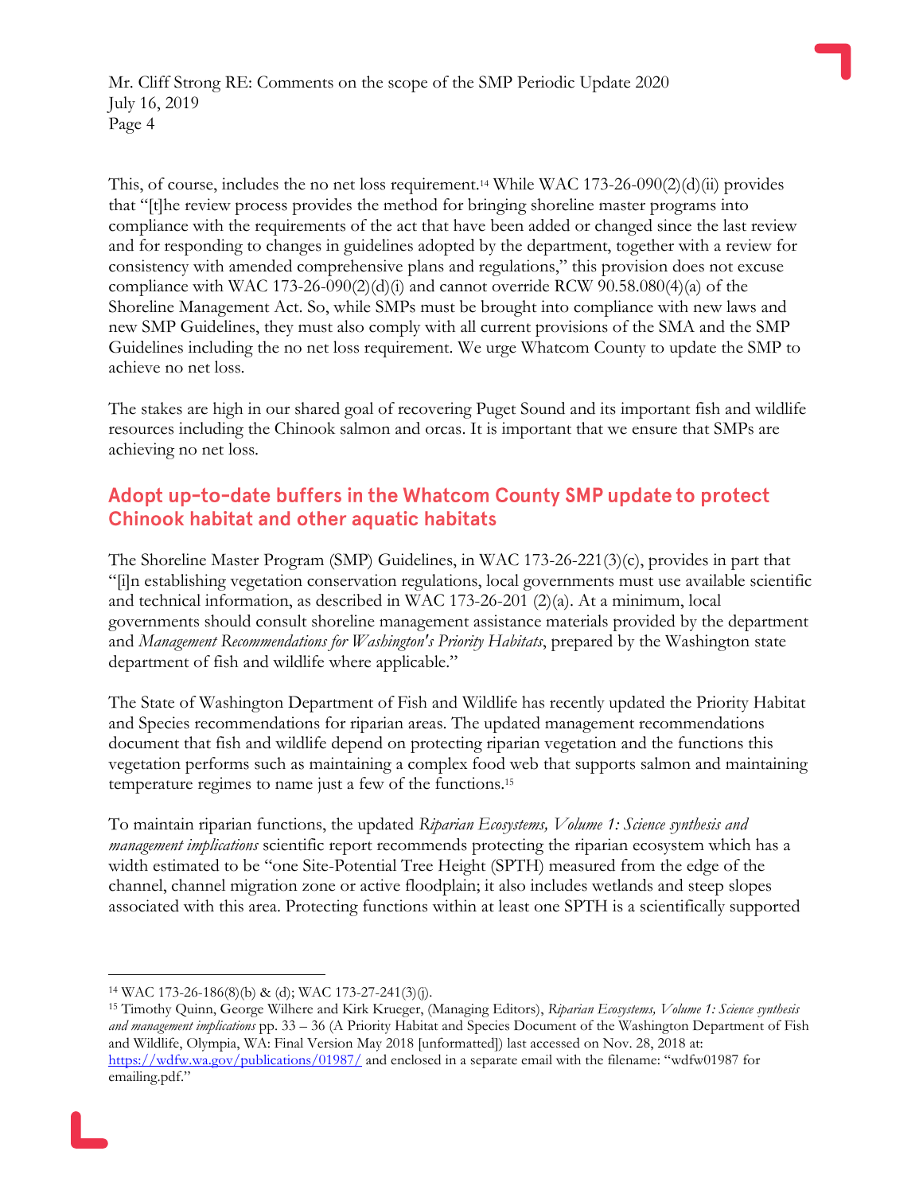This, of course, includes the no net loss requirement.[14] While WAC 173-26-090(2)(d)(ii) provides that "[t]he review process provides the method for bringing shoreline master programs into compliance with the requirements of the act that have been added or changed since the last review and for responding to changes in guidelines adopted by the department, together with a review for consistency with amended comprehensive plans and regulations," this provision does not excuse compliance with WAC 173-26-090(2)(d)(i) and cannot override RCW 90.58.080(4)(a) of the Shoreline Management Act. So, while SMPs must be brought into compliance with new laws and new SMP Guidelines, they must also comply with all current provisions of the SMA and the SMP Guidelines including the no net loss requirement. We urge Whatcom County to update the SMP to achieve no net loss.

The stakes are high in our shared goal of recovering Puget Sound and its important fish and wildlife resources including the Chinook salmon and orcas. It is important that we ensure that SMPs are achieving no net loss.

## Adopt up-to-date buffers in the Whatcom County SMP update to protect Chinook habitat and other aquatic habitats

The Shoreline Master Program (SMP) Guidelines, in WAC 173-26-221(3)(c), provides in part that "[i]n establishing vegetation conservation regulations, local governments must use available scientific and technical information, as described in WAC 173-26-201 (2)(a). At a minimum, local governments should consult shoreline management assistance materials provided by the department and *Management Recommendations for Washington's Priority Habitats*, prepared by the Washington state department of fish and wildlife where applicable."

The State of Washington Department of Fish and Wildlife has recently updated the Priority Habitat and Species recommendations for riparian areas. The updated management recommendations document that fish and wildlife depend on protecting riparian vegetation and the functions this vegetation performs such as maintaining a complex food web that supports salmon and maintaining temperature regimes to name just a few of the functions.[15]

To maintain riparian functions, the updated *Riparian Ecosystems, Volume 1: Science synthesis and management implications* scientific report recommends protecting the riparian ecosystem which has a width estimated to be "one Site-Potential Tree Height (SPTH) measured from the edge of the channel, channel migration zone or active floodplain; it also includes wetlands and steep slopes associated with this area. Protecting functions within at least one SPTH is a scientifically supported

---

[14] WAC 173-26-186(8)(b) & (d); WAC 173-27-241(3)(j).

[15] Timothy Quinn, George Wilhere and Kirk Krueger, (Managing Editors), *Riparian Ecosystems, Volume 1: Science synthesis and management implications* pp. 33 – 36 (A Priority Habitat and Species Document of the Washington Department of Fish and Wildlife, Olympia, WA: Final Version May 2018 [unformatted]) last accessed on Nov. 28, 2018 at: https://wdfw.wa.gov/publications/01987/ and enclosed in a separate email with the filename: "wdfw01987 for emailing.pdf."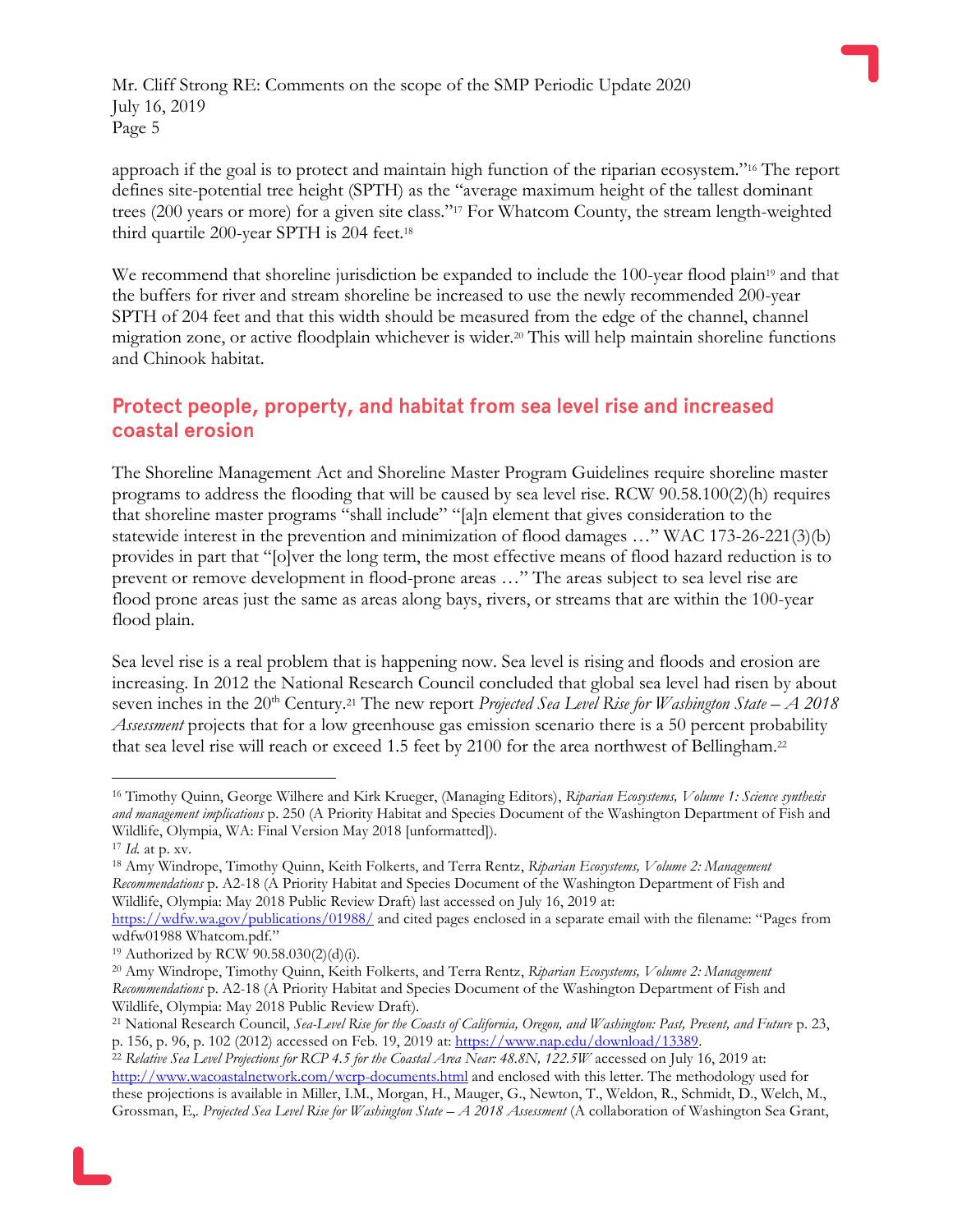approach if the goal is to protect and maintain high function of the riparian ecosystem."[16] The report defines site-potential tree height (SPTH) as the "average maximum height of the tallest dominant trees (200 years or more) for a given site class."[17] For Whatcom County, the stream length-weighted third quartile 200-year SPTH is 204 feet.[18]

We recommend that shoreline jurisdiction be expanded to include the 100-year flood plain[19] and that the buffers for river and stream shoreline be increased to use the newly recommended 200-year SPTH of 204 feet and that this width should be measured from the edge of the channel, channel migration zone, or active floodplain whichever is wider.[20] This will help maintain shoreline functions and Chinook habitat.

## Protect people, property, and habitat from sea level rise and increased coastal erosion

The Shoreline Management Act and Shoreline Master Program Guidelines require shoreline master programs to address the flooding that will be caused by sea level rise. RCW 90.58.100(2)(h) requires that shoreline master programs "shall include" "[a]n element that gives consideration to the statewide interest in the prevention and minimization of flood damages …" WAC 173-26-221(3)(b) provides in part that "[o]ver the long term, the most effective means of flood hazard reduction is to prevent or remove development in flood-prone areas …" The areas subject to sea level rise are flood prone areas just the same as areas along bays, rivers, or streams that are within the 100-year flood plain.

Sea level rise is a real problem that is happening now. Sea level is rising and floods and erosion are increasing. In 2012 the National Research Council concluded that global sea level had risen by about seven inches in the 20th Century.[21] The new report *Projected Sea Level Rise for Washington State – A 2018 Assessment* projects that for a low greenhouse gas emission scenario there is a 50 percent probability that sea level rise will reach or exceed 1.5 feet by 2100 for the area northwest of Bellingham.[22]

---

[16] Timothy Quinn, George Wilhere and Kirk Krueger, (Managing Editors), *Riparian Ecosystems, Volume 1: Science synthesis and management implications* p. 250 (A Priority Habitat and Species Document of the Washington Department of Fish and Wildlife, Olympia, WA: Final Version May 2018 [unformatted]).

[17] *Id.* at p. xv.

[18] Amy Windrope, Timothy Quinn, Keith Folkerts, and Terra Rentz, *Riparian Ecosystems, Volume 2: Management Recommendations* p. A2-18 (A Priority Habitat and Species Document of the Washington Department of Fish and Wildlife, Olympia: May 2018 Public Review Draft) last accessed on July 16, 2019 at: https://wdfw.wa.gov/publications/01988/ and cited pages enclosed in a separate email with the filename: "Pages from wdfw01988 Whatcom.pdf."

[19] Authorized by RCW 90.58.030(2)(d)(i).

[20] Amy Windrope, Timothy Quinn, Keith Folkerts, and Terra Rentz, *Riparian Ecosystems, Volume 2: Management Recommendations* p. A2-18 (A Priority Habitat and Species Document of the Washington Department of Fish and Wildlife, Olympia: May 2018 Public Review Draft).

[21] National Research Council, *Sea-Level Rise for the Coasts of California, Oregon, and Washington: Past, Present, and Future* p. 23, p. 156, p. 96, p. 102 (2012) accessed on Feb. 19, 2019 at: https://www.nap.edu/download/13389.

[22] *Relative Sea Level Projections for RCP 4.5 for the Coastal Area Near: 48.8N, 122.5W* accessed on July 16, 2019 at: http://www.wacoastalnetwork.com/wcrp-documents.html and enclosed with this letter. The methodology used for these projections is available in Miller, I.M., Morgan, H., Mauger, G., Newton, T., Weldon, R., Schmidt, D., Welch, M., Grossman, E,. *Projected Sea Level Rise for Washington State – A 2018 Assessment* (A collaboration of Washington Sea Grant,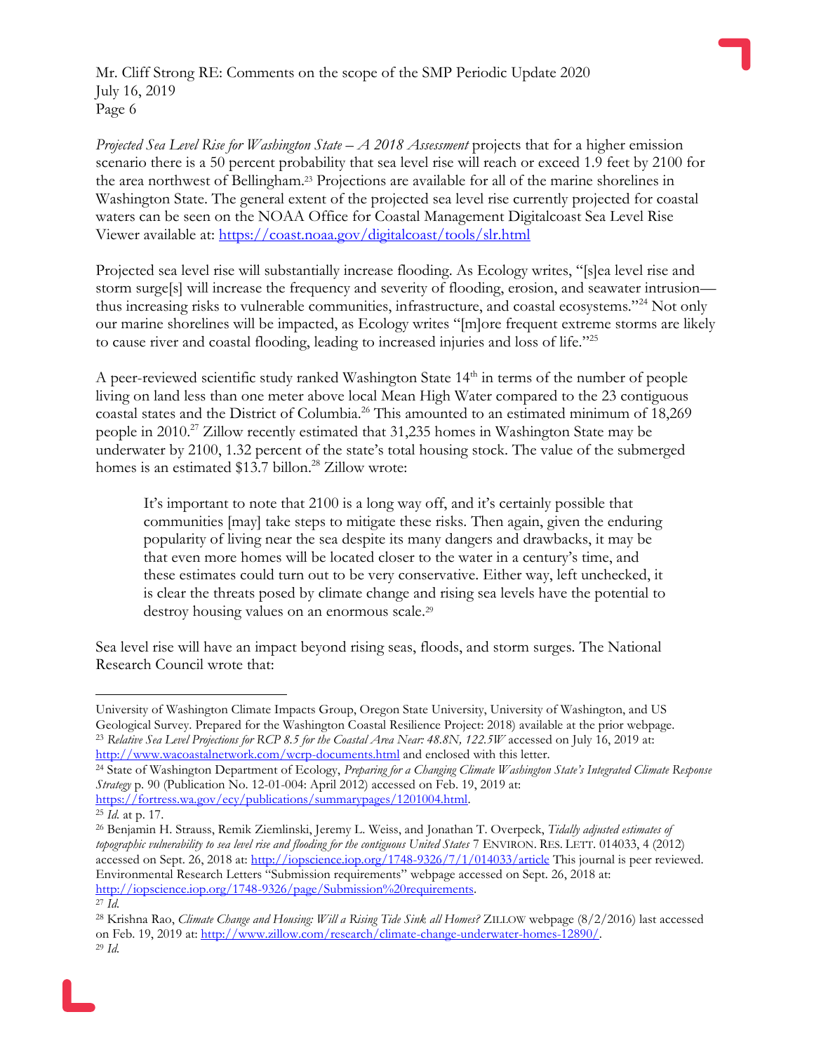*Projected Sea Level Rise for Washington State – A 2018 Assessment* projects that for a higher emission scenario there is a 50 percent probability that sea level rise will reach or exceed 1.9 feet by 2100 for the area northwest of Bellingham.[23] Projections are available for all of the marine shorelines in Washington State. The general extent of the projected sea level rise currently projected for coastal waters can be seen on the NOAA Office for Coastal Management Digitalcoast Sea Level Rise Viewer available at: https://coast.noaa.gov/digitalcoast/tools/slr.html

Projected sea level rise will substantially increase flooding. As Ecology writes, "[s]ea level rise and storm surge[s] will increase the frequency and severity of flooding, erosion, and seawater intrusion—thus increasing risks to vulnerable communities, infrastructure, and coastal ecosystems."[24] Not only our marine shorelines will be impacted, as Ecology writes "[m]ore frequent extreme storms are likely to cause river and coastal flooding, leading to increased injuries and loss of life."[25]

A peer-reviewed scientific study ranked Washington State 14th in terms of the number of people living on land less than one meter above local Mean High Water compared to the 23 contiguous coastal states and the District of Columbia.[26] This amounted to an estimated minimum of 18,269 people in 2010.[27] Zillow recently estimated that 31,235 homes in Washington State may be underwater by 2100, 1.32 percent of the state's total housing stock. The value of the submerged homes is an estimated $13.7 billon.[28] Zillow wrote:

> It's important to note that 2100 is a long way off, and it's certainly possible that communities [may] take steps to mitigate these risks. Then again, given the enduring popularity of living near the sea despite its many dangers and drawbacks, it may be that even more homes will be located closer to the water in a century's time, and these estimates could turn out to be very conservative. Either way, left unchecked, it is clear the threats posed by climate change and rising sea levels have the potential to destroy housing values on an enormous scale.[29]

Sea level rise will have an impact beyond rising seas, floods, and storm surges. The National Research Council wrote that:

---

University of Washington Climate Impacts Group, Oregon State University, University of Washington, and US Geological Survey. Prepared for the Washington Coastal Resilience Project: 2018) available at the prior webpage.

[23] *Relative Sea Level Projections for RCP 8.5 for the Coastal Area Near: 48.8N, 122.5W* accessed on July 16, 2019 at: http://www.wacoastalnetwork.com/wcrp-documents.html and enclosed with this letter.

[24] State of Washington Department of Ecology, *Preparing for a Changing Climate Washington State's Integrated Climate Response Strategy* p. 90 (Publication No. 12-01-004: April 2012) accessed on Feb. 19, 2019 at: https://fortress.wa.gov/ecy/publications/summarypages/1201004.html.

[25] *Id.* at p. 17.

[26] Benjamin H. Strauss, Remik Ziemlinski, Jeremy L. Weiss, and Jonathan T. Overpeck, *Tidally adjusted estimates of topographic vulnerability to sea level rise and flooding for the contiguous United States* 7 ENVIRON. RES. LETT. 014033, 4 (2012) accessed on Sept. 26, 2018 at: http://iopscience.iop.org/1748-9326/7/1/014033/article This journal is peer reviewed. Environmental Research Letters "Submission requirements" webpage accessed on Sept. 26, 2018 at: http://iopscience.iop.org/1748-9326/page/Submission%20requirements.

[27] *Id.*

[28] Krishna Rao, *Climate Change and Housing: Will a Rising Tide Sink all Homes?* ZILLOW webpage (8/2/2016) last accessed on Feb. 19, 2019 at: http://www.zillow.com/research/climate-change-underwater-homes-12890/.

[29] *Id.*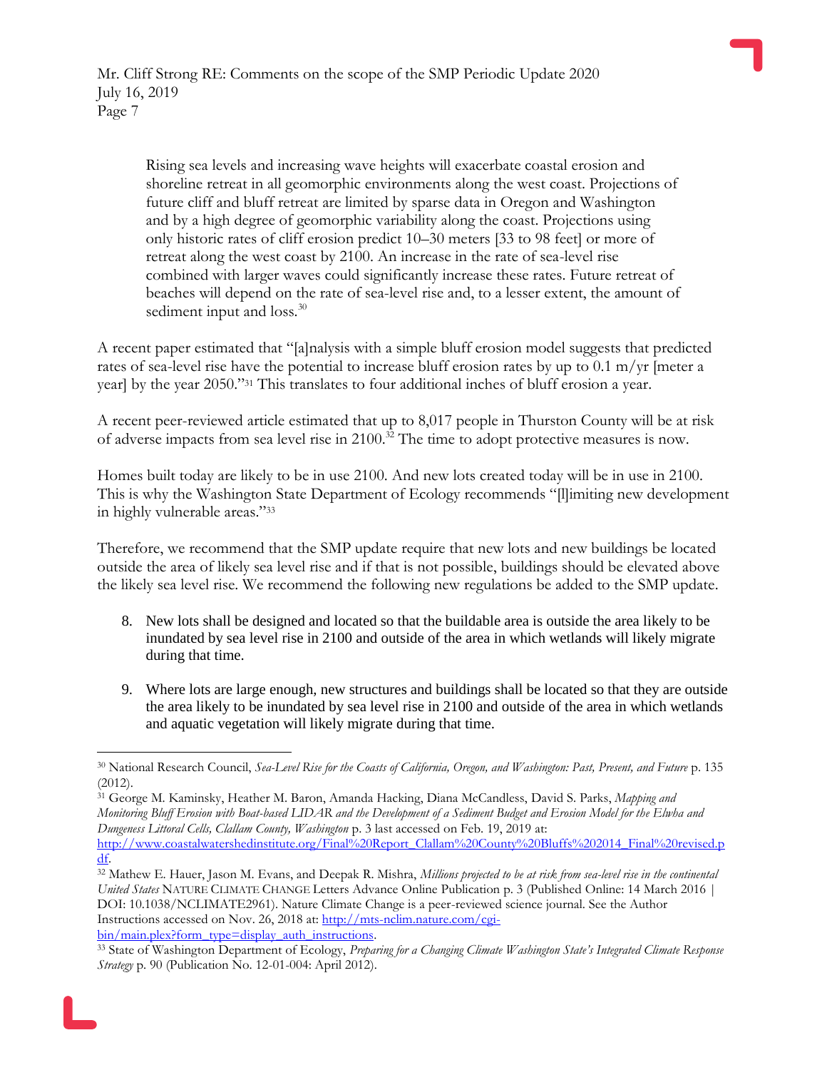> Rising sea levels and increasing wave heights will exacerbate coastal erosion and shoreline retreat in all geomorphic environments along the west coast. Projections of future cliff and bluff retreat are limited by sparse data in Oregon and Washington and by a high degree of geomorphic variability along the coast. Projections using only historic rates of cliff erosion predict 10–30 meters [33 to 98 feet] or more of retreat along the west coast by 2100. An increase in the rate of sea-level rise combined with larger waves could significantly increase these rates. Future retreat of beaches will depend on the rate of sea-level rise and, to a lesser extent, the amount of sediment input and loss.[30]

A recent paper estimated that "[a]nalysis with a simple bluff erosion model suggests that predicted rates of sea-level rise have the potential to increase bluff erosion rates by up to 0.1 m/yr [meter a year] by the year 2050."[31] This translates to four additional inches of bluff erosion a year.

A recent peer-reviewed article estimated that up to 8,017 people in Thurston County will be at risk of adverse impacts from sea level rise in 2100.[32] The time to adopt protective measures is now.

Homes built today are likely to be in use 2100. And new lots created today will be in use in 2100. This is why the Washington State Department of Ecology recommends "[l]imiting new development in highly vulnerable areas."[33]

Therefore, we recommend that the SMP update require that new lots and new buildings be located outside the area of likely sea level rise and if that is not possible, buildings should be elevated above the likely sea level rise. We recommend the following new regulations be added to the SMP update.

8. New lots shall be designed and located so that the buildable area is outside the area likely to be inundated by sea level rise in 2100 and outside of the area in which wetlands will likely migrate during that time.

9. Where lots are large enough, new structures and buildings shall be located so that they are outside the area likely to be inundated by sea level rise in 2100 and outside of the area in which wetlands and aquatic vegetation will likely migrate during that time.

---

[30] National Research Council, *Sea-Level Rise for the Coasts of California, Oregon, and Washington: Past, Present, and Future* p. 135 (2012).

[31] George M. Kaminsky, Heather M. Baron, Amanda Hacking, Diana McCandless, David S. Parks, *Mapping and Monitoring Bluff Erosion with Boat-based LIDAR and the Development of a Sediment Budget and Erosion Model for the Elwha and Dungeness Littoral Cells, Clallam County, Washington* p. 3 last accessed on Feb. 19, 2019 at: http://www.coastalwatershedinstitute.org/Final%20Report_Clallam%20County%20Bluffs%202014_Final%20revised.pdf.

[32] Mathew E. Hauer, Jason M. Evans, and Deepak R. Mishra, *Millions projected to be at risk from sea-level rise in the continental United States* NATURE CLIMATE CHANGE Letters Advance Online Publication p. 3 (Published Online: 14 March 2016 | DOI: 10.1038/NCLIMATE2961). Nature Climate Change is a peer-reviewed science journal. See the Author Instructions accessed on Nov. 26, 2018 at: http://mts-nclim.nature.com/cgi-bin/main.plex?form_type=display_auth_instructions.

[33] State of Washington Department of Ecology, *Preparing for a Changing Climate Washington State's Integrated Climate Response Strategy* p. 90 (Publication No. 12-01-004: April 2012).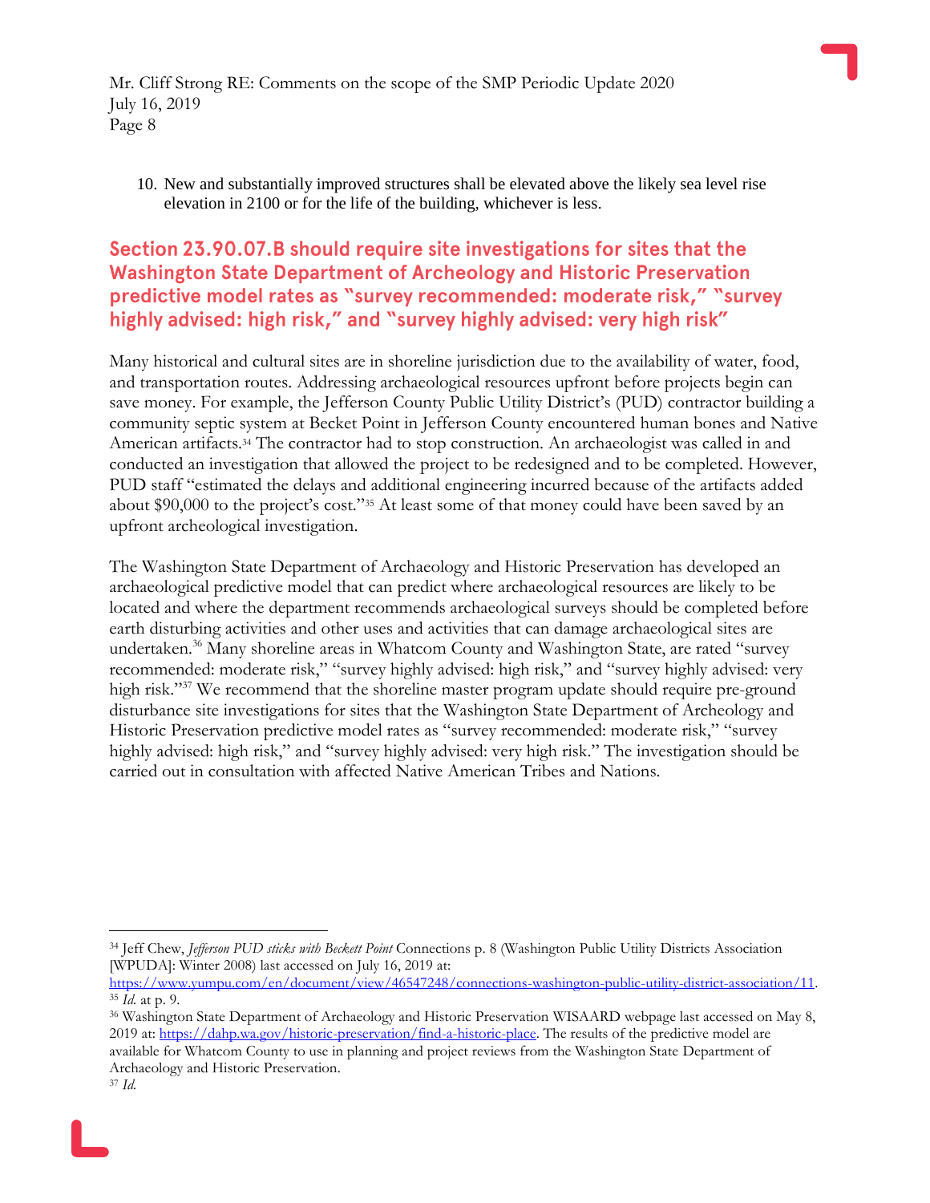10. New and substantially improved structures shall be elevated above the likely sea level rise elevation in 2100 or for the life of the building, whichever is less.

## Section 23.90.07.B should require site investigations for sites that the Washington State Department of Archeology and Historic Preservation predictive model rates as "survey recommended: moderate risk," "survey highly advised: high risk," and "survey highly advised: very high risk"

Many historical and cultural sites are in shoreline jurisdiction due to the availability of water, food, and transportation routes. Addressing archaeological resources upfront before projects begin can save money. For example, the Jefferson County Public Utility District's (PUD) contractor building a community septic system at Becket Point in Jefferson County encountered human bones and Native American artifacts.[34] The contractor had to stop construction. An archaeologist was called in and conducted an investigation that allowed the project to be redesigned and to be completed. However, PUD staff "estimated the delays and additional engineering incurred because of the artifacts added about $90,000 to the project's cost."[35] At least some of that money could have been saved by an upfront archeological investigation.

The Washington State Department of Archaeology and Historic Preservation has developed an archaeological predictive model that can predict where archaeological resources are likely to be located and where the department recommends archaeological surveys should be completed before earth disturbing activities and other uses and activities that can damage archaeological sites are undertaken.[36] Many shoreline areas in Whatcom County and Washington State, are rated "survey recommended: moderate risk," "survey highly advised: high risk," and "survey highly advised: very high risk."[37] We recommend that the shoreline master program update should require pre-ground disturbance site investigations for sites that the Washington State Department of Archeology and Historic Preservation predictive model rates as "survey recommended: moderate risk," "survey highly advised: high risk," and "survey highly advised: very high risk." The investigation should be carried out in consultation with affected Native American Tribes and Nations.

---

[34] Jeff Chew, *Jefferson PUD sticks with Beckett Point* Connections p. 8 (Washington Public Utility Districts Association [WPUDA]: Winter 2008) last accessed on July 16, 2019 at: https://www.yumpu.com/en/document/view/46547248/connections-washington-public-utility-district-association/11.

[35] *Id.* at p. 9.

[36] Washington State Department of Archaeology and Historic Preservation WISAARD webpage last accessed on May 8, 2019 at: https://dahp.wa.gov/historic-preservation/find-a-historic-place. The results of the predictive model are available for Whatcom County to use in planning and project reviews from the Washington State Department of Archaeology and Historic Preservation.

[37] *Id.*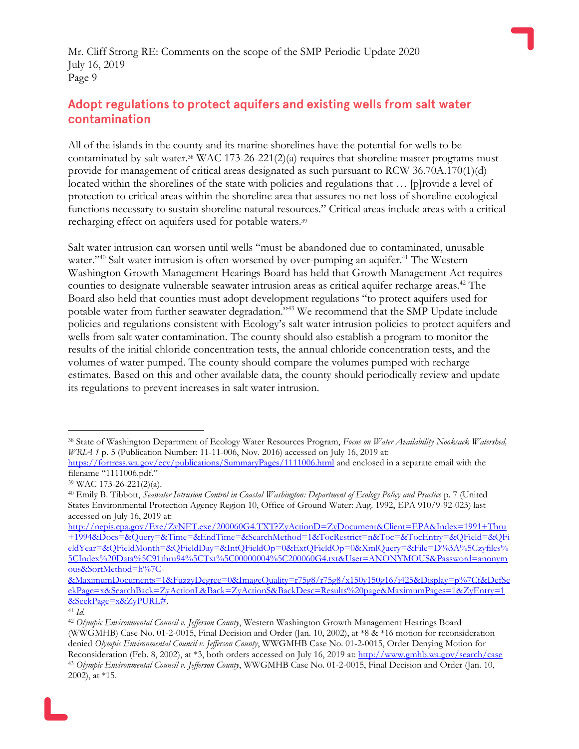## Adopt regulations to protect aquifers and existing wells from salt water contamination

All of the islands in the county and its marine shorelines have the potential for wells to be contaminated by salt water.[38] WAC 173-26-221(2)(a) requires that shoreline master programs must provide for management of critical areas designated as such pursuant to RCW 36.70A.170(1)(d) located within the shorelines of the state with policies and regulations that … [p]rovide a level of protection to critical areas within the shoreline area that assures no net loss of shoreline ecological functions necessary to sustain shoreline natural resources." Critical areas include areas with a critical recharging effect on aquifers used for potable waters.[39]

Salt water intrusion can worsen until wells "must be abandoned due to contaminated, unusable water."[40] Salt water intrusion is often worsened by over-pumping an aquifer.[41] The Western Washington Growth Management Hearings Board has held that Growth Management Act requires counties to designate vulnerable seawater intrusion areas as critical aquifer recharge areas.[42] The Board also held that counties must adopt development regulations "to protect aquifers used for potable water from further seawater degradation."[43] We recommend that the SMP Update include policies and regulations consistent with Ecology's salt water intrusion policies to protect aquifers and wells from salt water contamination. The county should also establish a program to monitor the results of the initial chloride concentration tests, the annual chloride concentration tests, and the volumes of water pumped. The county should compare the volumes pumped with recharge estimates. Based on this and other available data, the county should periodically review and update its regulations to prevent increases in salt water intrusion.

---

[38] State of Washington Department of Ecology Water Resources Program, *Focus on Water Availability Nooksack Watershed, WRIA 1* p. 5 (Publication Number: 11-11-006, Nov. 2016) accessed on July 16, 2019 at: https://fortress.wa.gov/ecy/publications/SummaryPages/1111006.html and enclosed in a separate email with the filename "1111006.pdf."

[39] WAC 173-26-221(2)(a).

[40] Emily B. Tibbott, *Seawater Intrusion Control in Coastal Washington: Department of Ecology Policy and Practice* p. 7 (United States Environmental Protection Agency Region 10, Office of Ground Water: Aug. 1992, EPA 910/9-92-023) last accessed on July 16, 2019 at: http://nepis.epa.gov/Exe/ZyNET.exe/200060G4.TXT?ZyActionD=ZyDocument&Client=EPA&Index=1991+Thru+1994&Docs=&Query=&Time=&EndTime=&SearchMethod=1&TocRestrict=n&Toc=&TocEntry=&QField=&QFieldYear=&QFieldMonth=&QFieldDay=&IntQFieldOp=0&ExtQFieldOp=0&XmlQuery=&File=D%3A%5Czyfiles%5CIndex%20Data%5C91thru94%5CTxt%5C00000004%5C200060G4.txt&User=ANONYMOUS&Password=anonymous&SortMethod=h%7C-&MaximumDocuments=1&FuzzyDegree=0&ImageQuality=r75g8/r75g8/x150y150g16/i425&Display=p%7Cf&DefSeekPage=x&SearchBack=ZyActionL&Back=ZyActionS&BackDesc=Results%20page&MaximumPages=1&ZyEntry=1&SeekPage=x&ZyPURL#.

[41] *Id.*

[42] *Olympic Environmental Council v. Jefferson County*, Western Washington Growth Management Hearings Board (WWGMHB) Case No. 01-2-0015, Final Decision and Order (Jan. 10, 2002), at *8 & *16 motion for reconsideration denied *Olympic Environmental Council v. Jefferson County*, WWGMHB Case No. 01-2-0015, Order Denying Motion for Reconsideration (Feb. 8, 2002), at *3, both orders accessed on July 16, 2019 at: http://www.gmhb.wa.gov/search/case

[43] *Olympic Environmental Council v. Jefferson County*, WWGMHB Case No. 01-2-0015, Final Decision and Order (Jan. 10, 2002), at *15.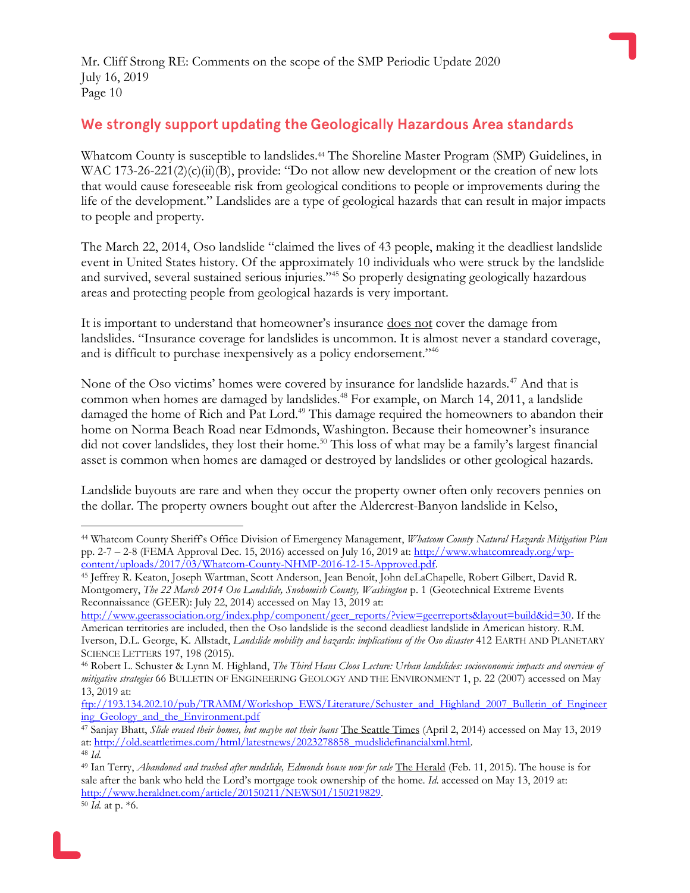## We strongly support updating the Geologically Hazardous Area standards

Whatcom County is susceptible to landslides.[44] The Shoreline Master Program (SMP) Guidelines, in WAC 173-26-221(2)(c)(ii)(B), provide: "Do not allow new development or the creation of new lots that would cause foreseeable risk from geological conditions to people or improvements during the life of the development." Landslides are a type of geological hazards that can result in major impacts to people and property.

The March 22, 2014, Oso landslide "claimed the lives of 43 people, making it the deadliest landslide event in United States history. Of the approximately 10 individuals who were struck by the landslide and survived, several sustained serious injuries."[45] So properly designating geologically hazardous areas and protecting people from geological hazards is very important.

It is important to understand that homeowner's insurance does not cover the damage from landslides. "Insurance coverage for landslides is uncommon. It is almost never a standard coverage, and is difficult to purchase inexpensively as a policy endorsement."[46]

None of the Oso victims' homes were covered by insurance for landslide hazards.[47] And that is common when homes are damaged by landslides.[48] For example, on March 14, 2011, a landslide damaged the home of Rich and Pat Lord.[49] This damage required the homeowners to abandon their home on Norma Beach Road near Edmonds, Washington. Because their homeowner's insurance did not cover landslides, they lost their home.[50] This loss of what may be a family's largest financial asset is common when homes are damaged or destroyed by landslides or other geological hazards.

Landslide buyouts are rare and when they occur the property owner often only recovers pennies on the dollar. The property owners bought out after the Aldercrest-Banyon landslide in Kelso,

---

[44] Whatcom County Sheriff's Office Division of Emergency Management, *Whatcom County Natural Hazards Mitigation Plan* pp. 2-7 – 2-8 (FEMA Approval Dec. 15, 2016) accessed on July 16, 2019 at: http://www.whatcomready.org/wp-content/uploads/2017/03/Whatcom-County-NHMP-2016-12-15-Approved.pdf.

[45] Jeffrey R. Keaton, Joseph Wartman, Scott Anderson, Jean Benoît, John deLaChapelle, Robert Gilbert, David R. Montgomery, *The 22 March 2014 Oso Landslide, Snohomish County, Washington* p. 1 (Geotechnical Extreme Events Reconnaissance (GEER): July 22, 2014) accessed on May 13, 2019 at: http://www.geerassociation.org/index.php/component/geer_reports/?view=geerreports&layout=build&id=30. If the American territories are included, then the Oso landslide is the second deadliest landslide in American history. R.M. Iverson, D.L. George, K. Allstadt, *Landslide mobility and hazards: implications of the Oso disaster* 412 EARTH AND PLANETARY SCIENCE LETTERS 197, 198 (2015).

[46] Robert L. Schuster & Lynn M. Highland, *The Third Hans Cloos Lecture: Urban landslides: socioeconomic impacts and overview of mitigative strategies* 66 BULLETIN OF ENGINEERING GEOLOGY AND THE ENVIRONMENT 1, p. 22 (2007) accessed on May 13, 2019 at: ftp://193.134.202.10/pub/TRAMM/Workshop_EWS/Literature/Schuster_and_Highland_2007_Bulletin_of_Engineering_Geology_and_the_Environment.pdf

[47] Sanjay Bhatt, *Slide erased their homes, but maybe not their loans* The Seattle Times (April 2, 2014) accessed on May 13, 2019 at: http://old.seattletimes.com/html/latestnews/2023278858_mudslidefinancialxml.html.

[48] *Id.*

[49] Ian Terry, *Abandoned and trashed after mudslide, Edmonds house now for sale* The Herald (Feb. 11, 2015). The house is for sale after the bank who held the Lord's mortgage took ownership of the home. *Id.* accessed on May 13, 2019 at: http://www.heraldnet.com/article/20150211/NEWS01/150219829.

[50] *Id.* at p. *6.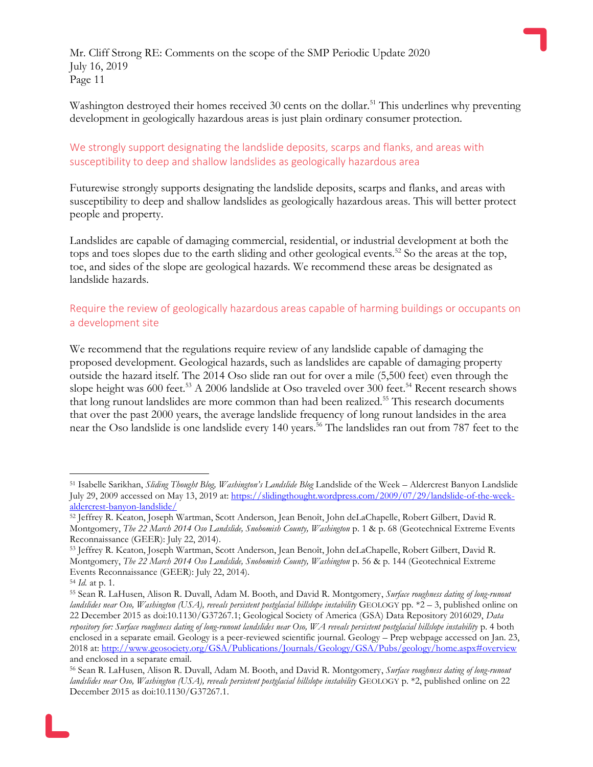Washington destroyed their homes received 30 cents on the dollar.[51] This underlines why preventing development in geologically hazardous areas is just plain ordinary consumer protection.

## We strongly support designating the landslide deposits, scarps and flanks, and areas with susceptibility to deep and shallow landslides as geologically hazardous area

Futurewise strongly supports designating the landslide deposits, scarps and flanks, and areas with susceptibility to deep and shallow landslides as geologically hazardous areas. This will better protect people and property.

Landslides are capable of damaging commercial, residential, or industrial development at both the tops and toes slopes due to the earth sliding and other geological events.[52] So the areas at the top, toe, and sides of the slope are geological hazards. We recommend these areas be designated as landslide hazards.

## Require the review of geologically hazardous areas capable of harming buildings or occupants on a development site

We recommend that the regulations require review of any landslide capable of damaging the proposed development. Geological hazards, such as landslides are capable of damaging property outside the hazard itself. The 2014 Oso slide ran out for over a mile (5,500 feet) even through the slope height was 600 feet.[53] A 2006 landslide at Oso traveled over 300 feet.[54] Recent research shows that long runout landslides are more common than had been realized.[55] This research documents that over the past 2000 years, the average landslide frequency of long runout landsides in the area near the Oso landslide is one landslide every 140 years.[56] The landslides ran out from 787 feet to the

---

[51] Isabelle Sarikhan, *Sliding Thought Blog, Washington's Landslide Blog* Landslide of the Week – Aldercrest Banyon Landslide July 29, 2009 accessed on May 13, 2019 at: https://slidingthought.wordpress.com/2009/07/29/landslide-of-the-week-aldercrest-banyon-landslide/

[52] Jeffrey R. Keaton, Joseph Wartman, Scott Anderson, Jean Benoît, John deLaChapelle, Robert Gilbert, David R. Montgomery, *The 22 March 2014 Oso Landslide, Snohomish County, Washington* p. 1 & p. 68 (Geotechnical Extreme Events Reconnaissance (GEER): July 22, 2014).

[53] Jeffrey R. Keaton, Joseph Wartman, Scott Anderson, Jean Benoît, John deLaChapelle, Robert Gilbert, David R. Montgomery, *The 22 March 2014 Oso Landslide, Snohomish County, Washington* p. 56 & p. 144 (Geotechnical Extreme Events Reconnaissance (GEER): July 22, 2014).

[54] *Id.* at p. 1.

[55] Sean R. LaHusen, Alison R. Duvall, Adam M. Booth, and David R. Montgomery, *Surface roughness dating of long-runout landslides near Oso, Washington (USA), reveals persistent postglacial hillslope instability* GEOLOGY pp. *2 – 3, published online on 22 December 2015 as doi:10.1130/G37267.1; Geological Society of America (GSA) Data Repository 2016029, *Data repository for: Surface roughness dating of long-runout landslides near Oso, WA reveals persistent postglacial hillslope instability* p. 4 both enclosed in a separate email. Geology is a peer-reviewed scientific journal. Geology – Prep webpage accessed on Jan. 23, 2018 at: http://www.geosociety.org/GSA/Publications/Journals/Geology/GSA/Pubs/geology/home.aspx#overview and enclosed in a separate email.

[56] Sean R. LaHusen, Alison R. Duvall, Adam M. Booth, and David R. Montgomery, *Surface roughness dating of long-runout landslides near Oso, Washington (USA), reveals persistent postglacial hillslope instability* GEOLOGY p. *2, published online on 22 December 2015 as doi:10.1130/G37267.1.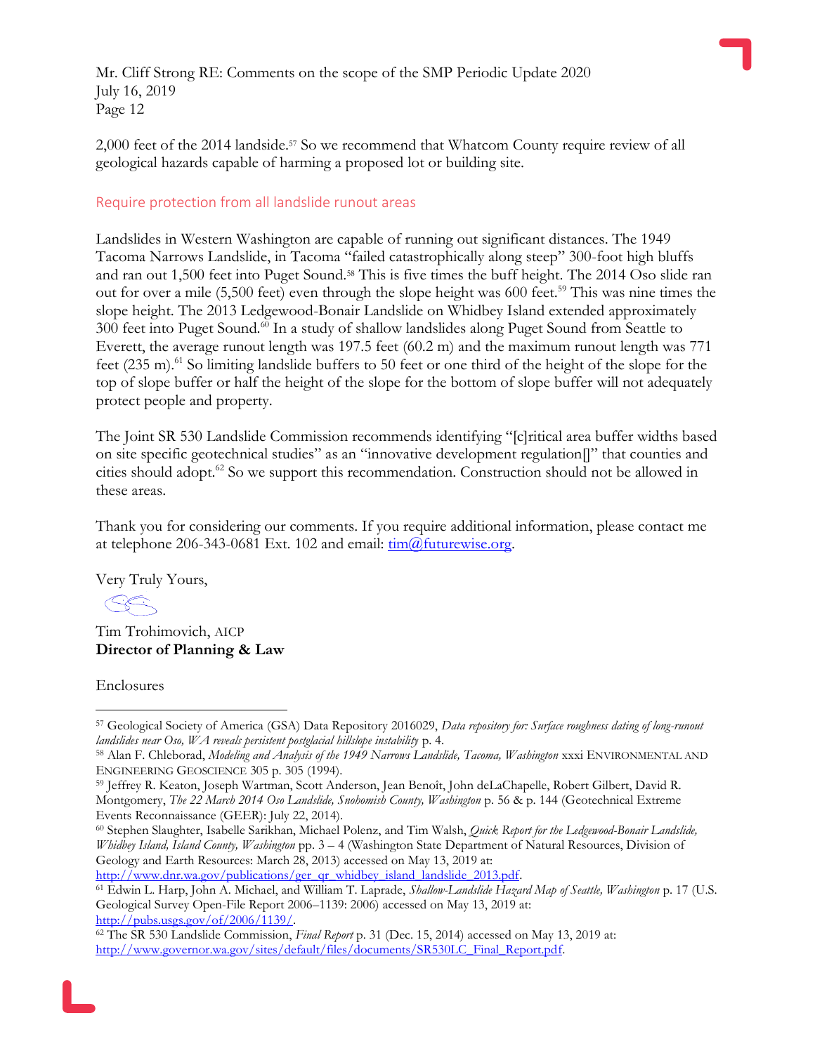2,000 feet of the 2014 landslide.[57] So we recommend that Whatcom County require review of all geological hazards capable of harming a proposed lot or building site.

## Require protection from all landslide runout areas

Landslides in Western Washington are capable of running out significant distances. The 1949 Tacoma Narrows Landslide, in Tacoma "failed catastrophically along steep" 300-foot high bluffs and ran out 1,500 feet into Puget Sound.[58] This is five times the buff height. The 2014 Oso slide ran out for over a mile (5,500 feet) even through the slope height was 600 feet.[59] This was nine times the slope height. The 2013 Ledgewood-Bonair Landslide on Whidbey Island extended approximately 300 feet into Puget Sound.[60] In a study of shallow landslides along Puget Sound from Seattle to Everett, the average runout length was 197.5 feet (60.2 m) and the maximum runout length was 771 feet (235 m).[61] So limiting landslide buffers to 50 feet or one third of the height of the slope for the top of slope buffer or half the height of the slope for the bottom of slope buffer will not adequately protect people and property.

The Joint SR 530 Landslide Commission recommends identifying "[c]ritical area buffer widths based on site specific geotechnical studies" as an "innovative development regulation[]" that counties and cities should adopt.[62] So we support this recommendation. Construction should not be allowed in these areas.

Thank you for considering our comments. If you require additional information, please contact me at telephone 206-343-0681 Ext. 102 and email: tim@futurewise.org.

Very Truly Yours,

Tim Trohimovich, AICP
**Director of Planning & Law**

Enclosures

---

[57] Geological Society of America (GSA) Data Repository 2016029, *Data repository for: Surface roughness dating of long-runout landslides near Oso, WA reveals persistent postglacial hillslope instability* p. 4.

[58] Alan F. Chleborad, *Modeling and Analysis of the 1949 Narrows Landslide, Tacoma, Washington* xxxi ENVIRONMENTAL AND ENGINEERING GEOSCIENCE 305 p. 305 (1994).

[59] Jeffrey R. Keaton, Joseph Wartman, Scott Anderson, Jean Benoît, John deLaChapelle, Robert Gilbert, David R. Montgomery, *The 22 March 2014 Oso Landslide, Snohomish County, Washington* p. 56 & p. 144 (Geotechnical Extreme Events Reconnaissance (GEER): July 22, 2014).

[60] Stephen Slaughter, Isabelle Sarikhan, Michael Polenz, and Tim Walsh, *Quick Report for the Ledgewood-Bonair Landslide, Whidbey Island, Island County, Washington* pp. 3 – 4 (Washington State Department of Natural Resources, Division of Geology and Earth Resources: March 28, 2013) accessed on May 13, 2019 at: http://www.dnr.wa.gov/publications/ger_qr_whidbey_island_landslide_2013.pdf.

[61] Edwin L. Harp, John A. Michael, and William T. Laprade, *Shallow-Landslide Hazard Map of Seattle, Washington* p. 17 (U.S. Geological Survey Open-File Report 2006–1139: 2006) accessed on May 13, 2019 at: http://pubs.usgs.gov/of/2006/1139/.

[62] The SR 530 Landslide Commission, *Final Report* p. 31 (Dec. 15, 2014) accessed on May 13, 2019 at: http://www.governor.wa.gov/sites/default/files/documents/SR530LC_Final_Report.pdf.